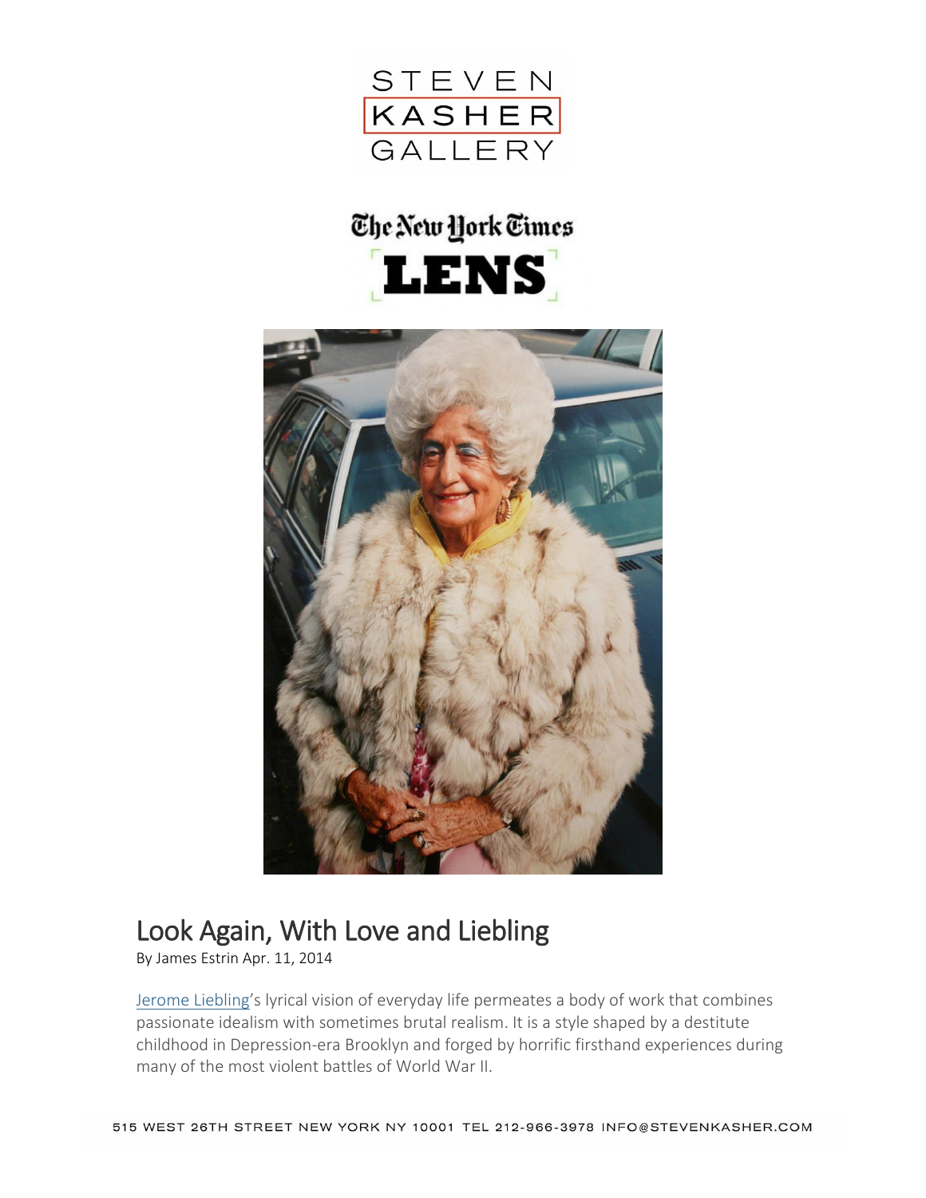STEVEN KASHER GALLERY

The New York Times LENS

# Look Again, With Love and Liebling

By James Estrin Apr. 11, 2014

Jerome Liebling's lyrical vision of everyday life permeates a body of work that combines passionate idealism with sometimes brutal realism. It is a style shaped by a destitute childhood in Depression-era Brooklyn and forged by horrific firsthand experiences during many of the most violent battles of World War II.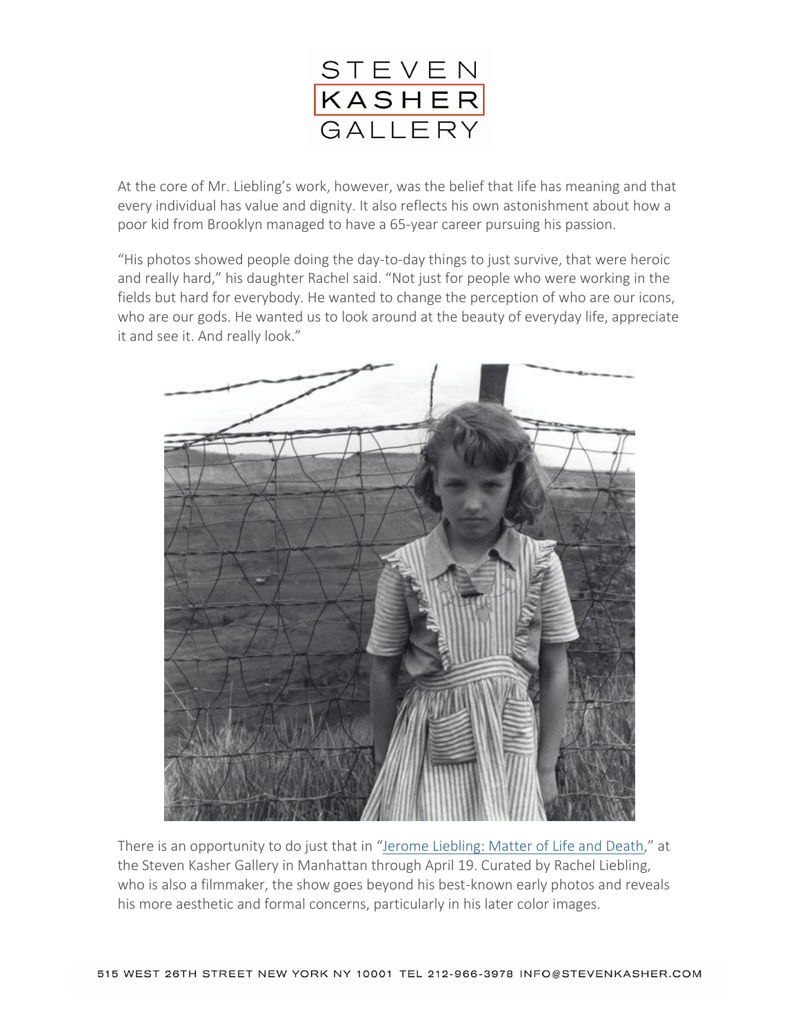At the core of Mr. Liebling's work, however, was the belief that life has meaning and that every individual has value and dignity. It also reflects his own astonishment about how a poor kid from Brooklyn managed to have a 65-year career pursuing his passion.

"His photos showed people doing the day-to-day things to just survive, that were heroic and really hard," his daughter Rachel said. "Not just for people who were working in the fields but hard for everybody. He wanted to change the perception of who are our icons, who are our gods. He wanted us to look around at the beauty of everyday life, appreciate it and see it. And really look."

There is an opportunity to do just that in "Jerome Liebling: Matter of Life and Death," at the Steven Kasher Gallery in Manhattan through April 19. Curated by Rachel Liebling, who is also a filmmaker, the show goes beyond his best-known early photos and reveals his more aesthetic and formal concerns, particularly in his later color images.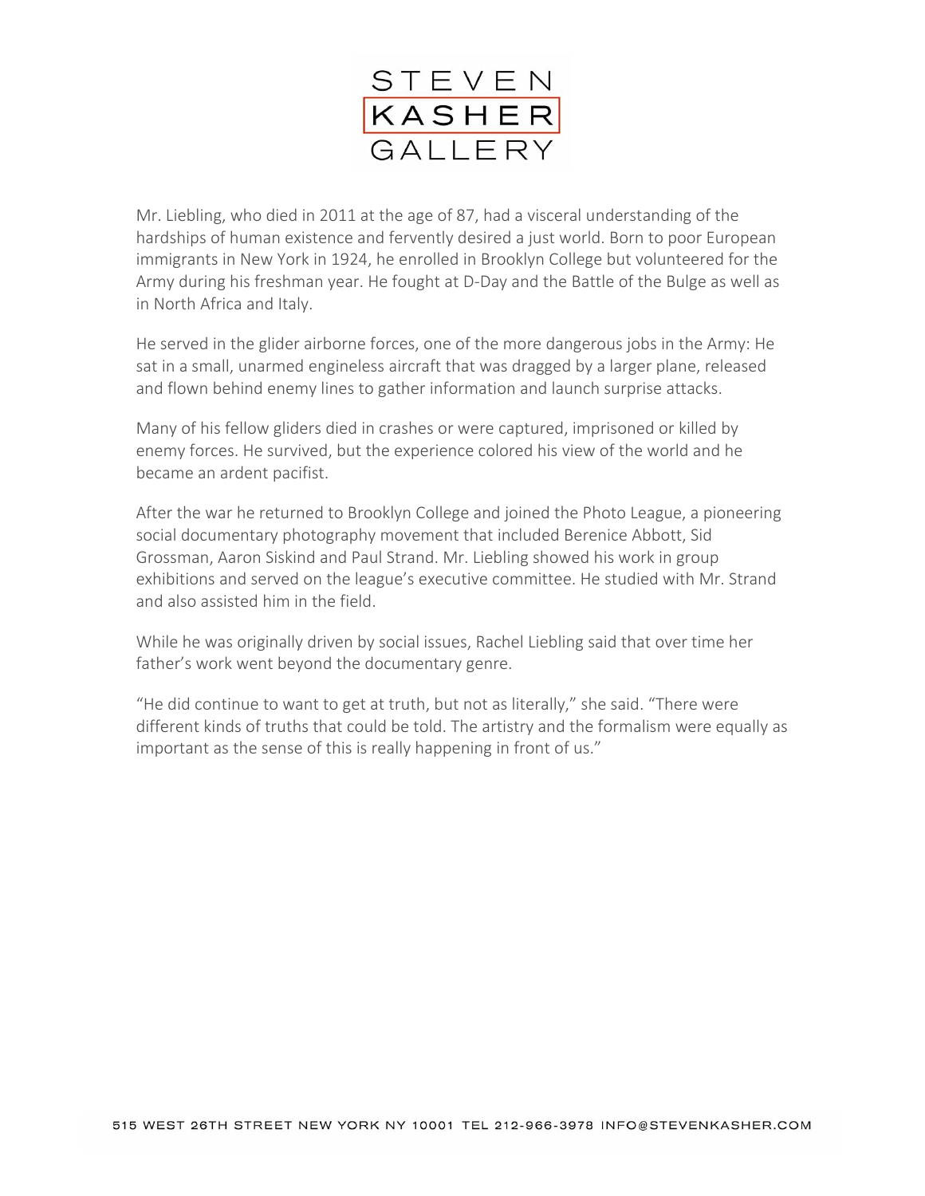Mr. Liebling, who died in 2011 at the age of 87, had a visceral understanding of the hardships of human existence and fervently desired a just world. Born to poor European immigrants in New York in 1924, he enrolled in Brooklyn College but volunteered for the Army during his freshman year. He fought at D-Day and the Battle of the Bulge as well as in North Africa and Italy.

He served in the glider airborne forces, one of the more dangerous jobs in the Army: He sat in a small, unarmed engineless aircraft that was dragged by a larger plane, released and flown behind enemy lines to gather information and launch surprise attacks.

Many of his fellow gliders died in crashes or were captured, imprisoned or killed by enemy forces. He survived, but the experience colored his view of the world and he became an ardent pacifist.

After the war he returned to Brooklyn College and joined the Photo League, a pioneering social documentary photography movement that included Berenice Abbott, Sid Grossman, Aaron Siskind and Paul Strand. Mr. Liebling showed his work in group exhibitions and served on the league's executive committee. He studied with Mr. Strand and also assisted him in the field.

While he was originally driven by social issues, Rachel Liebling said that over time her father's work went beyond the documentary genre.

"He did continue to want to get at truth, but not as literally," she said. "There were different kinds of truths that could be told. The artistry and the formalism were equally as important as the sense of this is really happening in front of us."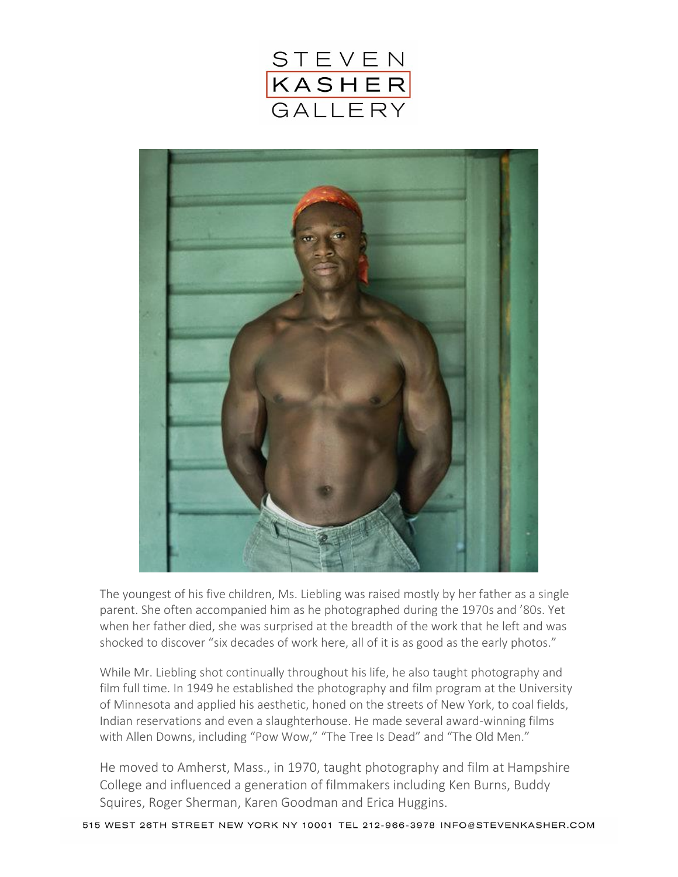The youngest of his five children, Ms. Liebling was raised mostly by her father as a single parent. She often accompanied him as he photographed during the 1970s and '80s. Yet when her father died, she was surprised at the breadth of the work that he left and was shocked to discover "six decades of work here, all of it is as good as the early photos."

While Mr. Liebling shot continually throughout his life, he also taught photography and film full time. In 1949 he established the photography and film program at the University of Minnesota and applied his aesthetic, honed on the streets of New York, to coal fields, Indian reservations and even a slaughterhouse. He made several award-winning films with Allen Downs, including "Pow Wow," "The Tree Is Dead" and "The Old Men."

He moved to Amherst, Mass., in 1970, taught photography and film at Hampshire College and influenced a generation of filmmakers including Ken Burns, Buddy Squires, Roger Sherman, Karen Goodman and Erica Huggins.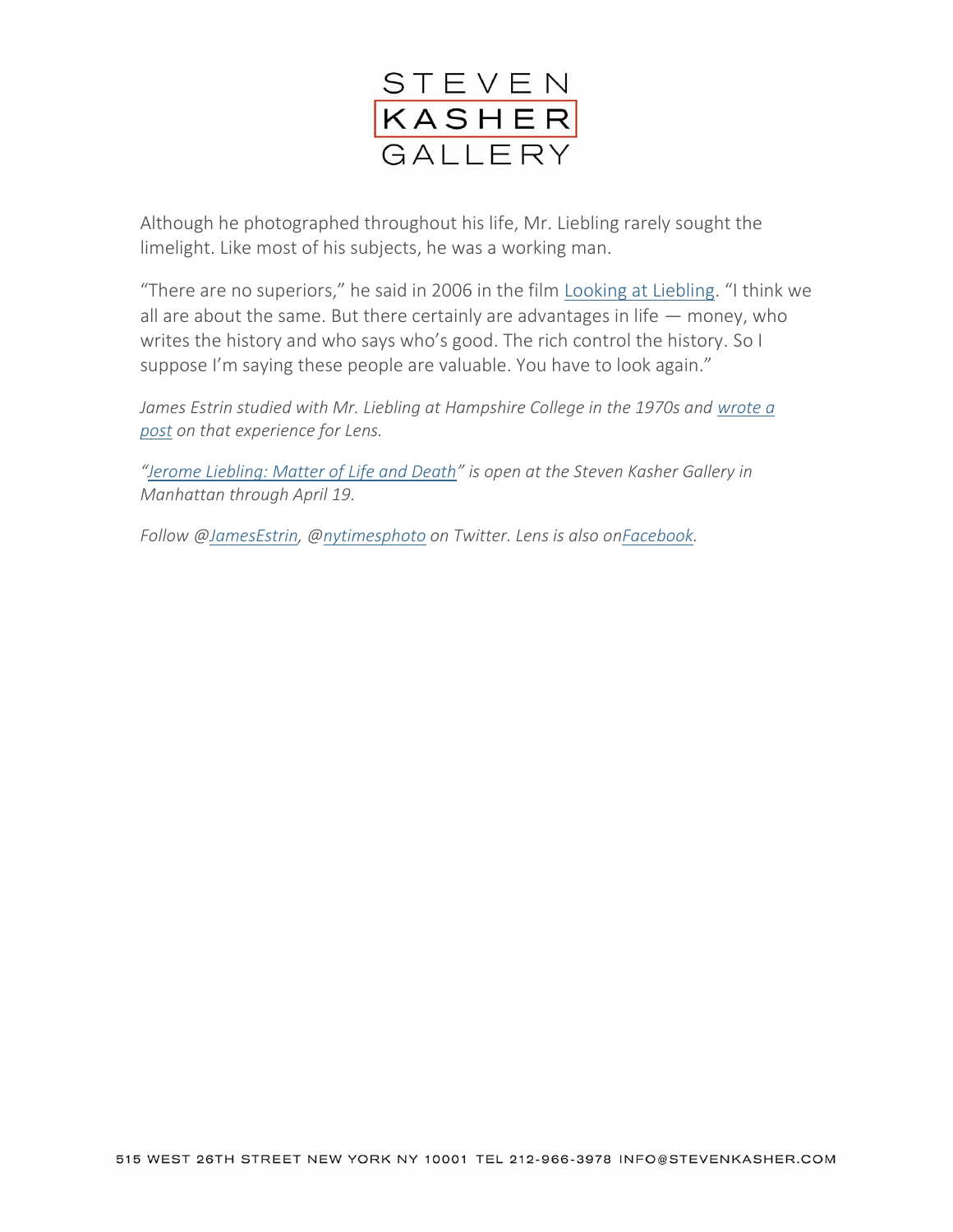Although he photographed throughout his life, Mr. Liebling rarely sought the limelight. Like most of his subjects, he was a working man.

"There are no superiors," he said in 2006 in the film Looking at Liebling. "I think we all are about the same. But there certainly are advantages in life — money, who writes the history and who says who's good. The rich control the history. So I suppose I'm saying these people are valuable. You have to look again."

*James Estrin studied with Mr. Liebling at Hampshire College in the 1970s and wrote a post on that experience for Lens.*

*"Jerome Liebling: Matter of Life and Death" is open at the Steven Kasher Gallery in Manhattan through April 19.*

*Follow @JamesEstrin, @nytimesphoto on Twitter. Lens is also onFacebook.*